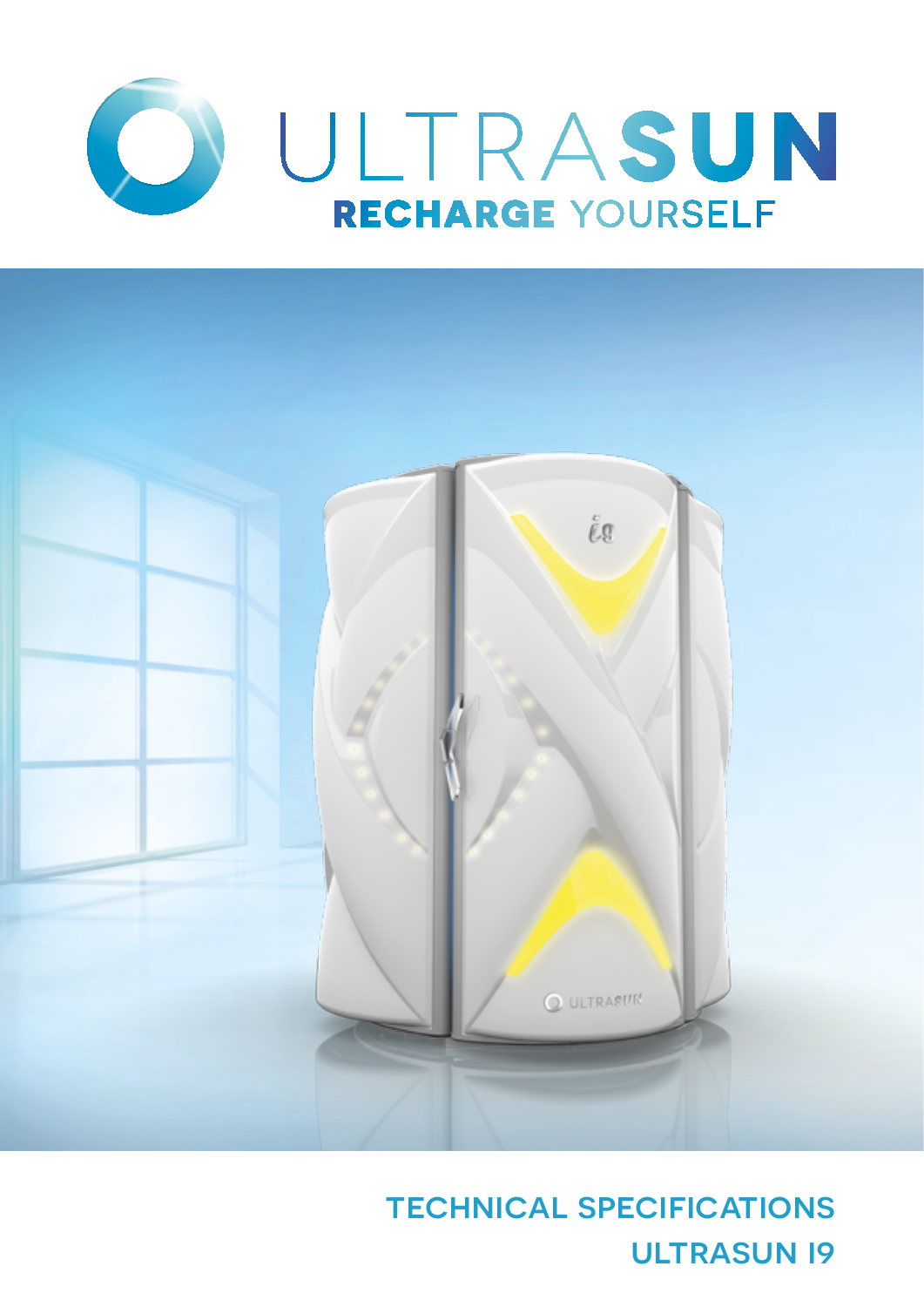# ULTRASUN

**RECHARGE YOURSELF**

## TECHNICAL SPECIFICATIONS

## ULTRASUN I9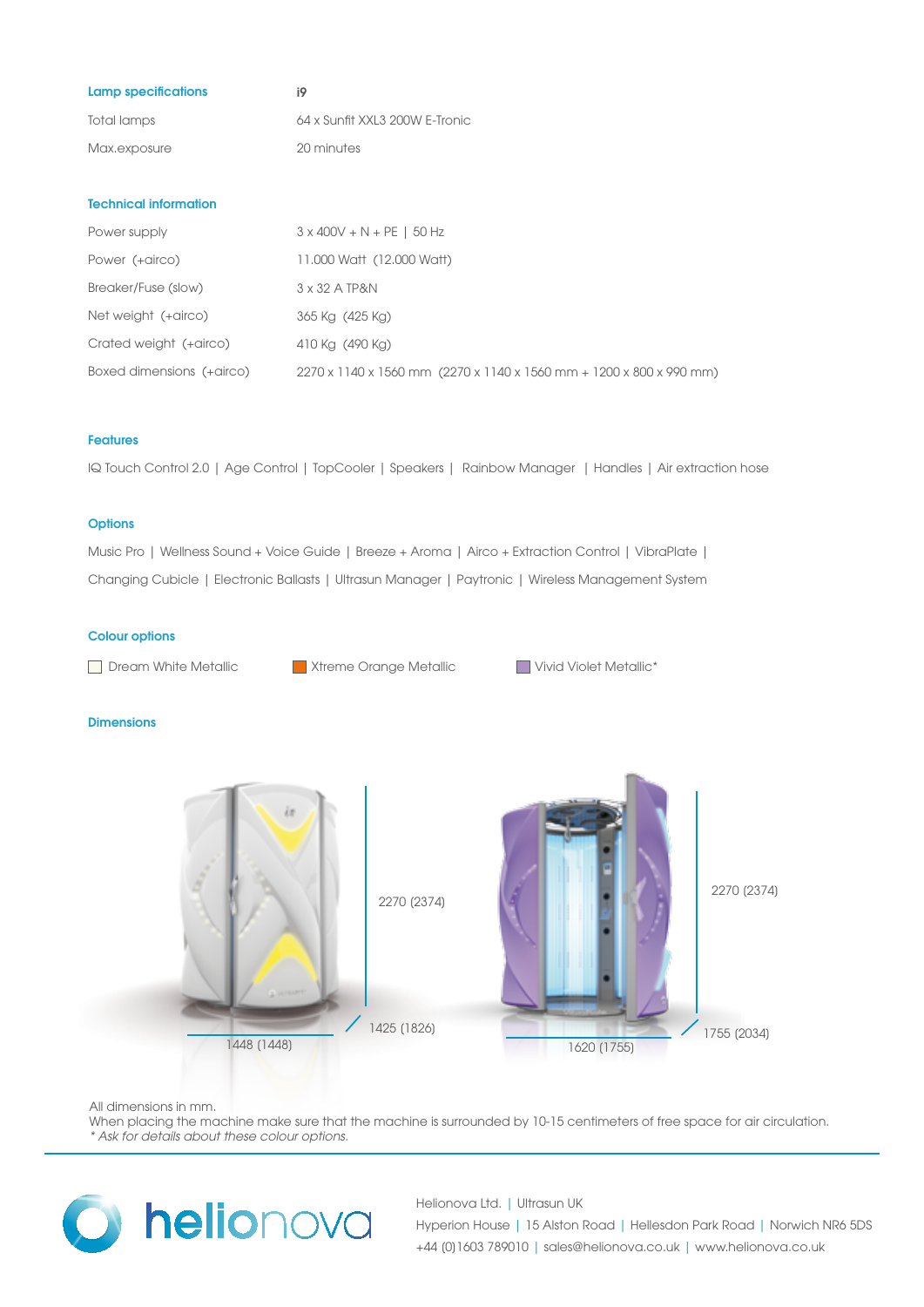## Lamp specifications

| Lamp specifications | i9 |
|---|---|
| Total lamps | 64 x Sunfit XXL3 200W E-Tronic |
| Max.exposure | 20 minutes |

## Technical information

| | |
|---|---|
| Power supply | 3 x 400V + N + PE \| 50 Hz |
| Power (+airco) | 11.000 Watt (12.000 Watt) |
| Breaker/Fuse (slow) | 3 x 32 A TP&N |
| Net weight (+airco) | 365 Kg (425 Kg) |
| Crated weight (+airco) | 410 Kg (490 Kg) |
| Boxed dimensions (+airco) | 2270 x 1140 x 1560 mm (2270 x 1140 x 1560 mm + 1200 x 800 x 990 mm) |

## Features

IQ Touch Control 2.0 | Age Control | TopCooler | Speakers | Rainbow Manager | Handles | Air extraction hose

## Options

Music Pro | Wellness Sound + Voice Guide | Breeze + Aroma | Airco + Extraction Control | VibraPlate | Changing Cubicle | Electronic Ballasts | Ultrasun Manager | Paytronic | Wireless Management System

## Colour options

- Dream White Metallic
- Xtreme Orange Metallic
- Vivid Violet Metallic*

## Dimensions

2270 (2374)

1425 (1826)

1448 (1448)

2270 (2374)

1755 (2034)

1620 (1755)

All dimensions in mm.
When placing the machine make sure that the machine is surrounded by 10-15 centimeters of free space for air circulation.
*\* Ask for details about these colour options.*

helionova

Helionova Ltd. | Ultrasun UK
Hyperion House | 15 Alston Road | Hellesdon Park Road | Norwich NR6 5DS
+44 (0)1603 789010 | sales@helionova.co.uk | www.helionova.co.uk